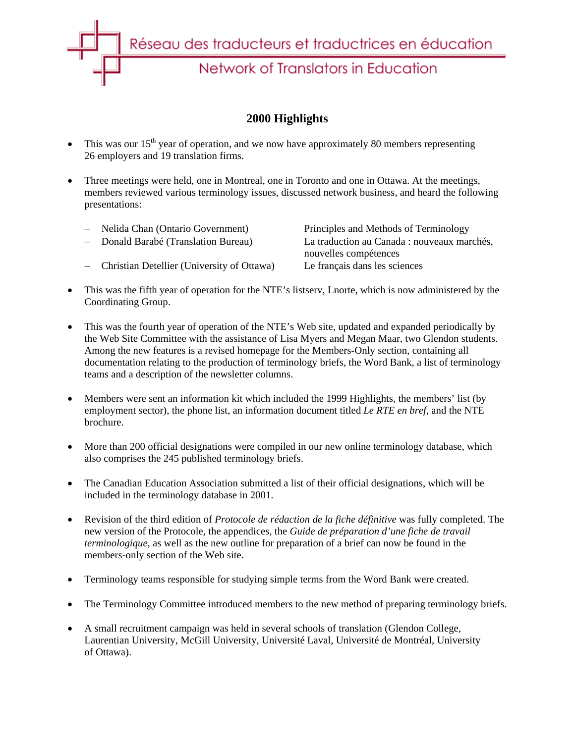Réseau des traducteurs et traductrices en éducation

Network of Translators in Education

# 2000 Highlights

- This was our 15th year of operation, and we now have approximately 80 members representing 26 employers and 19 translation firms.

- Three meetings were held, one in Montreal, one in Toronto and one in Ottawa. At the meetings, members reviewed various terminology issues, discussed network business, and heard the following presentations:

  - Nelida Chan (Ontario Government) — Principles and Methods of Terminology
  - Donald Barabé (Translation Bureau) — La traduction au Canada : nouveaux marchés, nouvelles compétences
  - Christian Detellier (University of Ottawa) — Le français dans les sciences

- This was the fifth year of operation for the NTE's listserv, Lnorte, which is now administered by the Coordinating Group.

- This was the fourth year of operation of the NTE's Web site, updated and expanded periodically by the Web Site Committee with the assistance of Lisa Myers and Megan Maar, two Glendon students. Among the new features is a revised homepage for the Members-Only section, containing all documentation relating to the production of terminology briefs, the Word Bank, a list of terminology teams and a description of the newsletter columns.

- Members were sent an information kit which included the 1999 Highlights, the members' list (by employment sector), the phone list, an information document titled *Le RTE en bref*, and the NTE brochure.

- More than 200 official designations were compiled in our new online terminology database, which also comprises the 245 published terminology briefs.

- The Canadian Education Association submitted a list of their official designations, which will be included in the terminology database in 2001.

- Revision of the third edition of *Protocole de rédaction de la fiche définitive* was fully completed. The new version of the Protocole, the appendices, the *Guide de préparation d'une fiche de travail terminologique*, as well as the new outline for preparation of a brief can now be found in the members-only section of the Web site.

- Terminology teams responsible for studying simple terms from the Word Bank were created.

- The Terminology Committee introduced members to the new method of preparing terminology briefs.

- A small recruitment campaign was held in several schools of translation (Glendon College, Laurentian University, McGill University, Université Laval, Université de Montréal, University of Ottawa).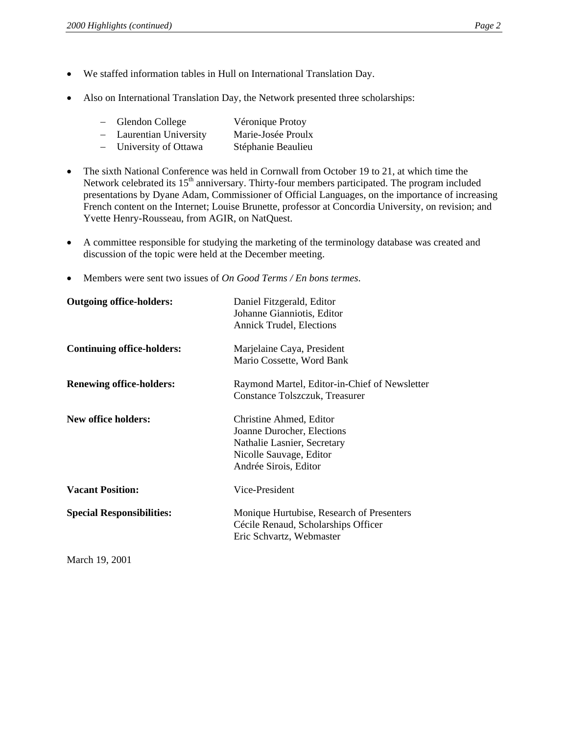- We staffed information tables in Hull on International Translation Day.

- Also on International Translation Day, the Network presented three scholarships:

  - Glendon College — Véronique Protoy
  - Laurentian University — Marie-Josée Proulx
  - University of Ottawa — Stéphanie Beaulieu

- The sixth National Conference was held in Cornwall from October 19 to 21, at which time the Network celebrated its 15th anniversary. Thirty-four members participated. The program included presentations by Dyane Adam, Commissioner of Official Languages, on the importance of increasing French content on the Internet; Louise Brunette, professor at Concordia University, on revision; and Yvette Henry-Rousseau, from AGIR, on NatQuest.

- A committee responsible for studying the marketing of the terminology database was created and discussion of the topic were held at the December meeting.

- Members were sent two issues of *On Good Terms / En bons termes*.

| | |
|---|---|
| **Outgoing office-holders:** | Daniel Fitzgerald, Editor<br>Johanne Gianniotis, Editor<br>Annick Trudel, Elections |
| **Continuing office-holders:** | Marjelaine Caya, President<br>Mario Cossette, Word Bank |
| **Renewing office-holders:** | Raymond Martel, Editor-in-Chief of Newsletter<br>Constance Tolszczuk, Treasurer |
| **New office holders:** | Christine Ahmed, Editor<br>Joanne Durocher, Elections<br>Nathalie Lasnier, Secretary<br>Nicolle Sauvage, Editor<br>Andrée Sirois, Editor |
| **Vacant Position:** | Vice-President |
| **Special Responsibilities:** | Monique Hurtubise, Research of Presenters<br>Cécile Renaud, Scholarships Officer<br>Eric Schvartz, Webmaster |

March 19, 2001